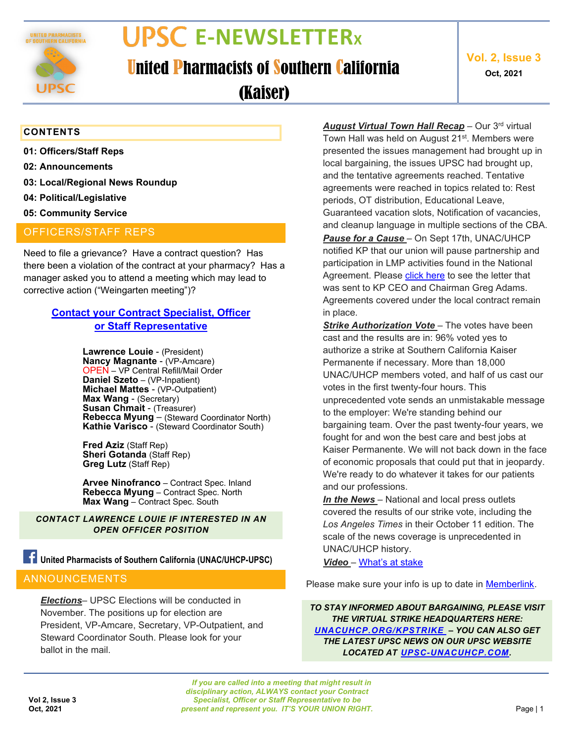# UPSC E-NEWSLETTERx

## United Pharmacists of Southern California (Kaiser)

**Vol. 2, Issue 3**
**Oct, 2021**

### CONTENTS

**01: Officers/Staff Reps**
**02: Announcements**
**03: Local/Regional News Roundup**
**04: Political/Legislative**
**05: Community Service**

## OFFICERS/STAFF REPS

Need to file a grievance? Have a contract question? Has there been a violation of the contract at your pharmacy? Has a manager asked you to attend a meeting which may lead to corrective action ("Weingarten meeting")?

**Contact your Contract Specialist, Officer or Staff Representative**

**Lawrence Louie** - (President)
**Nancy Magnante** - (VP-Amcare)
OPEN – VP Central Refill/Mail Order
**Daniel Szeto** – (VP-Inpatient)
**Michael Mattes** - (VP-Outpatient)
**Max Wang** - (Secretary)
**Susan Chmait** - (Treasurer)
**Rebecca Myung** – (Steward Coordinator North)
**Kathie Varisco** - (Steward Coordinator South)

**Fred Aziz** (Staff Rep)
**Sheri Gotanda** (Staff Rep)
**Greg Lutz** (Staff Rep)

**Arvee Ninofranco** – Contract Spec. Inland
**Rebecca Myung** – Contract Spec. North
**Max Wang** – Contract Spec. South

***CONTACT LAWRENCE LOUIE IF INTERESTED IN AN OPEN OFFICER POSITION***

**United Pharmacists of Southern California (UNAC/UHCP-UPSC)**

## ANNOUNCEMENTS

***Elections***– UPSC Elections will be conducted in November. The positions up for election are President, VP-Amcare, Secretary, VP-Outpatient, and Steward Coordinator South. Please look for your ballot in the mail.

***August Virtual Town Hall Recap*** – Our 3rd virtual Town Hall was held on August 21st. Members were presented the issues management had brought up in local bargaining, the issues UPSC had brought up, and the tentative agreements reached. Tentative agreements were reached in topics related to: Rest periods, OT distribution, Educational Leave, Guaranteed vacation slots, Notification of vacancies, and cleanup language in multiple sections of the CBA.

***Pause for a Cause*** – On Sept 17th, UNAC/UHCP notified KP that our union will pause partnership and participation in LMP activities found in the National Agreement. Please click here to see the letter that was sent to KP CEO and Chairman Greg Adams. Agreements covered under the local contract remain in place.

***Strike Authorization Vote*** – The votes have been cast and the results are in: 96% voted yes to authorize a strike at Southern California Kaiser Permanente if necessary. More than 18,000 UNAC/UHCP members voted, and half of us cast our votes in the first twenty-four hours. This unprecedented vote sends an unmistakable message to the employer: We're standing behind our bargaining team. Over the past twenty-four years, we fought for and won the best care and best jobs at Kaiser Permanente. We will not back down in the face of economic proposals that could put that in jeopardy. We're ready to do whatever it takes for our patients and our professions.

***In the News*** – National and local press outlets covered the results of our strike vote, including the *Los Angeles Times* in their October 11 edition. The scale of the news coverage is unprecedented in UNAC/UHCP history.

***Video*** – What's at stake

Please make sure your info is up to date in Memberlink.

***TO STAY INFORMED ABOUT BARGAINING, PLEASE VISIT THE VIRTUAL STRIKE HEADQUARTERS HERE: UNACUHCP.ORG/KPSTRIKE – YOU CAN ALSO GET THE LATEST UPSC NEWS ON OUR UPSC WEBSITE LOCATED AT UPSC-UNACUHCP.COM.***

*If you are called into a meeting that might result in disciplinary action, ALWAYS contact your Contract Specialist, Officer or Staff Representative to be present and represent you. IT'S YOUR UNION RIGHT.*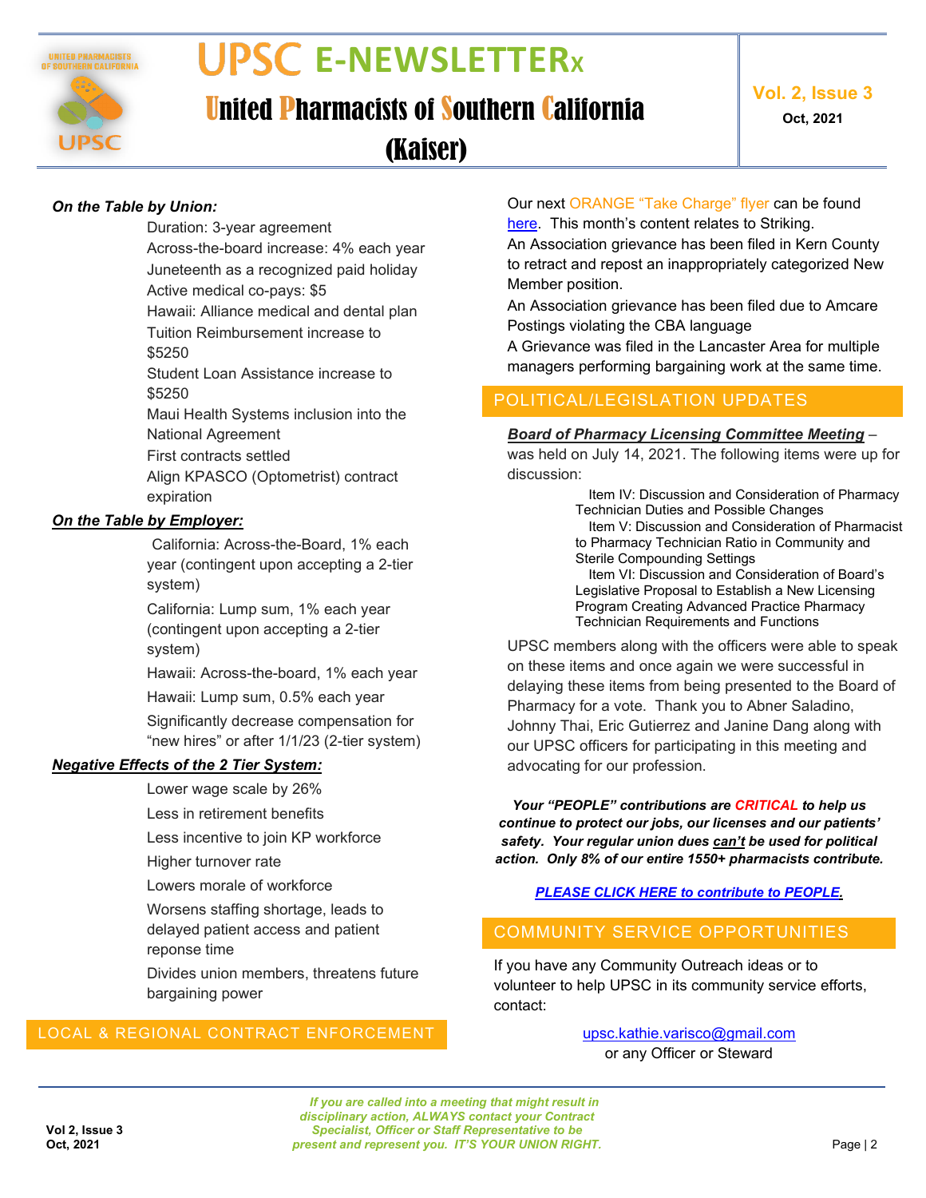***On the Table by Union:***

- Duration: 3-year agreement
- Across-the-board increase: 4% each year
- Juneteenth as a recognized paid holiday
- Active medical co-pays: $5
- Hawaii: Alliance medical and dental plan
- Tuition Reimbursement increase to $5250
- Student Loan Assistance increase to $5250
- Maui Health Systems inclusion into the National Agreement
- First contracts settled
- Align KPASCO (Optometrist) contract expiration

***On the Table by Employer:***

- California: Across-the-Board, 1% each year (contingent upon accepting a 2-tier system)
- California: Lump sum, 1% each year (contingent upon accepting a 2-tier system)
- Hawaii: Across-the-board, 1% each year
- Hawaii: Lump sum, 0.5% each year
- Significantly decrease compensation for "new hires" or after 1/1/23 (2-tier system)

***Negative Effects of the 2 Tier System:***

- Lower wage scale by 26%
- Less in retirement benefits
- Less incentive to join KP workforce
- Higher turnover rate
- Lowers morale of workforce
- Worsens staffing shortage, leads to delayed patient access and patient reponse time
- Divides union members, threatens future bargaining power

## LOCAL & REGIONAL CONTRACT ENFORCEMENT

Our next ORANGE "Take Charge" flyer can be found here. This month's content relates to Striking.

An Association grievance has been filed in Kern County to retract and repost an inappropriately categorized New Member position.

An Association grievance has been filed due to Amcare Postings violating the CBA language

A Grievance was filed in the Lancaster Area for multiple managers performing bargaining work at the same time.

## POLITICAL/LEGISLATION UPDATES

***Board of Pharmacy Licensing Committee Meeting*** – was held on July 14, 2021. The following items were up for discussion:

- Item IV: Discussion and Consideration of Pharmacy Technician Duties and Possible Changes
- Item V: Discussion and Consideration of Pharmacist to Pharmacy Technician Ratio in Community and Sterile Compounding Settings
- Item VI: Discussion and Consideration of Board's Legislative Proposal to Establish a New Licensing Program Creating Advanced Practice Pharmacy Technician Requirements and Functions

UPSC members along with the officers were able to speak on these items and once again we were successful in delaying these items from being presented to the Board of Pharmacy for a vote. Thank you to Abner Saladino, Johnny Thai, Eric Gutierrez and Janine Dang along with our UPSC officers for participating in this meeting and advocating for our profession.

***Your "PEOPLE" contributions are CRITICAL to help us continue to protect our jobs, our licenses and our patients' safety. Your regular union dues can't be used for political action. Only 8% of our entire 1550+ pharmacists contribute.***

***PLEASE CLICK HERE to contribute to PEOPLE.***

## COMMUNITY SERVICE OPPORTUNITIES

If you have any Community Outreach ideas or to volunteer to help UPSC in its community service efforts, contact:

upsc.kathie.varisco@gmail.com
or any Officer or Steward

***If you are called into a meeting that might result in disciplinary action, ALWAYS contact your Contract Specialist, Officer or Staff Representative to be present and represent you. IT'S YOUR UNION RIGHT.***